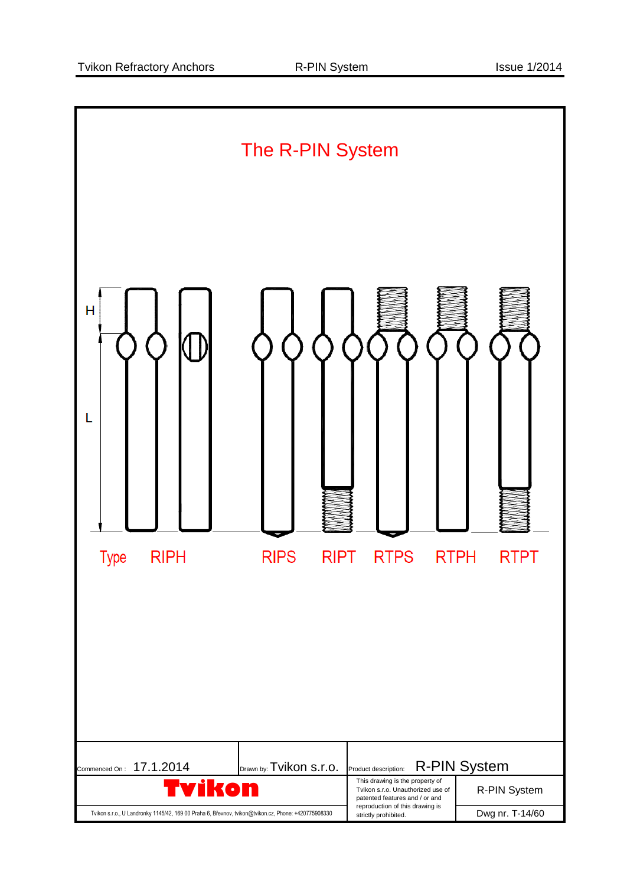# The R-PIN System

H

L

Type RIPH RIPS RIPT RTPS RTPH RTPT

| Commenced On : 17.1.2014 | Drawn by: Tvikon s.r.o. | Product description: R-PIN System | |
|---|---|---|---|
| Tvikon | | This drawing is the property of Tvikon s.r.o. Unauthorized use of patented features and / or and reproduction of this drawing is strictly prohibited. | R-PIN System |
| Tvikon s.r.o., U Landronky 1145/42, 169 00 Praha 6, Břevnov, tvikon@tvikon.cz, Phone: +420775908330 | | | Dwg nr. T-14/60 |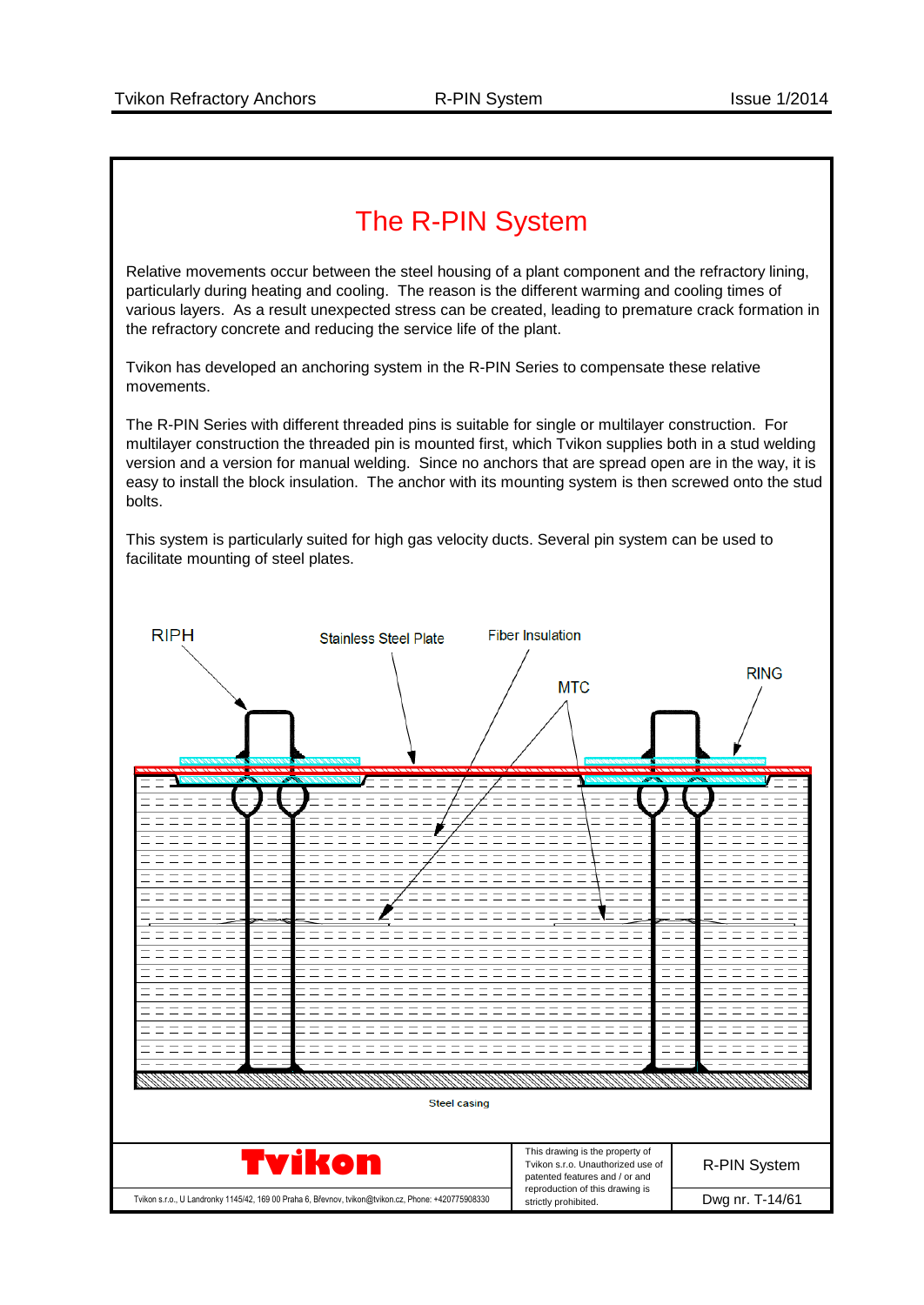# The R-PIN System

Relative movements occur between the steel housing of a plant component and the refractory lining, particularly during heating and cooling. The reason is the different warming and cooling times of various layers. As a result unexpected stress can be created, leading to premature crack formation in the refractory concrete and reducing the service life of the plant.

Tvikon has developed an anchoring system in the R-PIN Series to compensate these relative movements.

The R-PIN Series with different threaded pins is suitable for single or multilayer construction. For multilayer construction the threaded pin is mounted first, which Tvikon supplies both in a stud welding version and a version for manual welding. Since no anchors that are spread open are in the way, it is easy to install the block insulation. The anchor with its mounting system is then screwed onto the stud bolts.

This system is particularly suited for high gas velocity ducts. Several pin system can be used to facilitate mounting of steel plates.

RIPH

Stainless Steel Plate

Fiber Insulation

MTC

RING

Steel casing

**Tvikon**

Tvikon s.r.o., U Landronky 1145/42, 169 00 Praha 6, Břevnov, tvikon@tvikon.cz, Phone: +420775908330

This drawing is the property of Tvikon s.r.o. Unauthorized use of patented features and / or and reproduction of this drawing is strictly prohibited.

R-PIN System

Dwg nr. T-14/61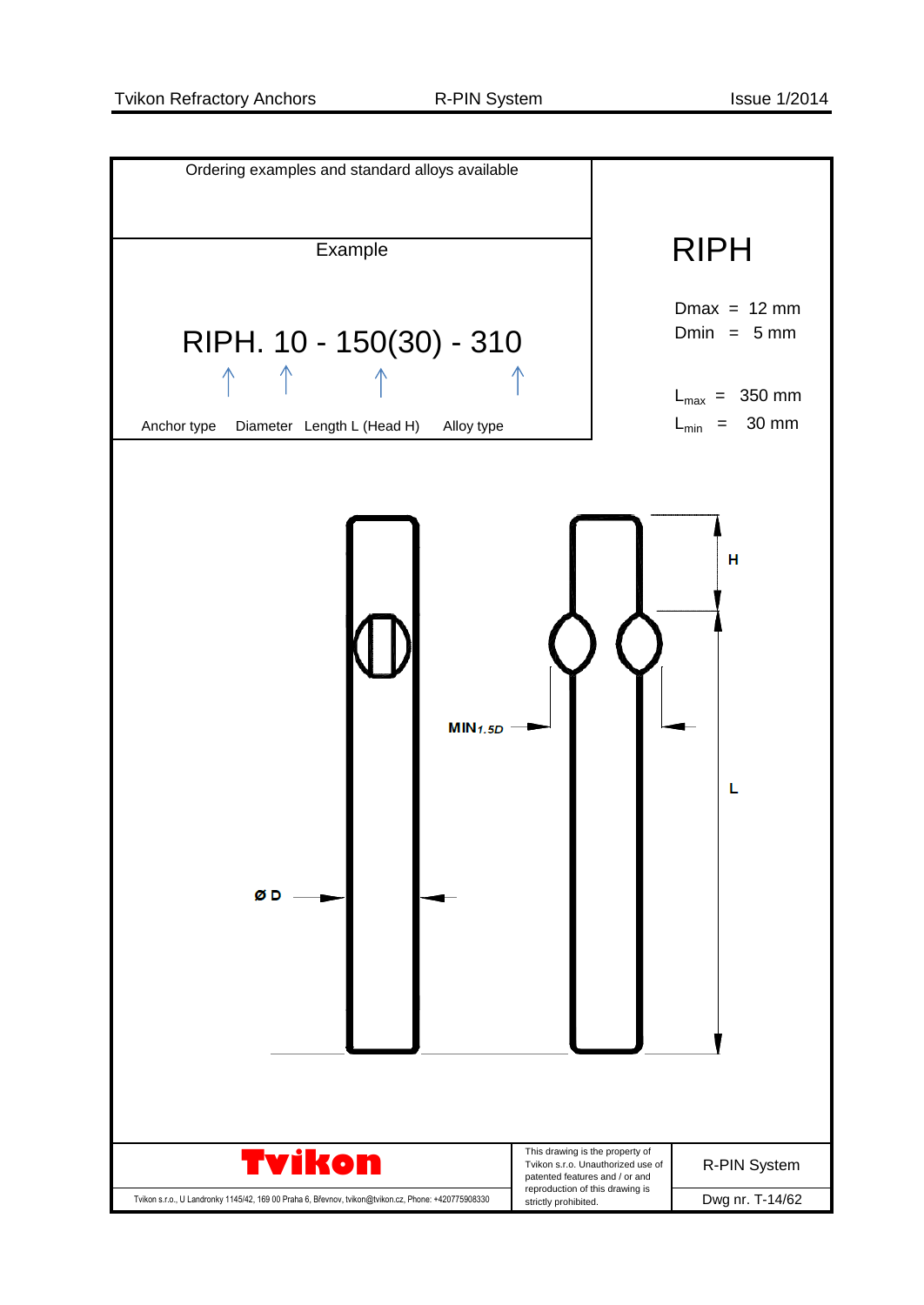Ordering examples and standard alloys available

Example

RIPH. 10 - 150(30) - 310

Anchor type | Diameter | Length L (Head H) | Alloy type

# RIPH

Dmax = 12 mm
Dmin = 5 mm

$L_{max}$ = 350 mm
$L_{min}$ = 30 mm

H

L

$MIN_{1.5D}$

ø D

**Tvikon**

Tvikon s.r.o., U Landronky 1145/42, 169 00 Praha 6, Břevnov, tvikon@tvikon.cz, Phone: +420775908330

This drawing is the property of Tvikon s.r.o. Unauthorized use of patented features and / or and reproduction of this drawing is strictly prohibited.

R-PIN System

Dwg nr. T-14/62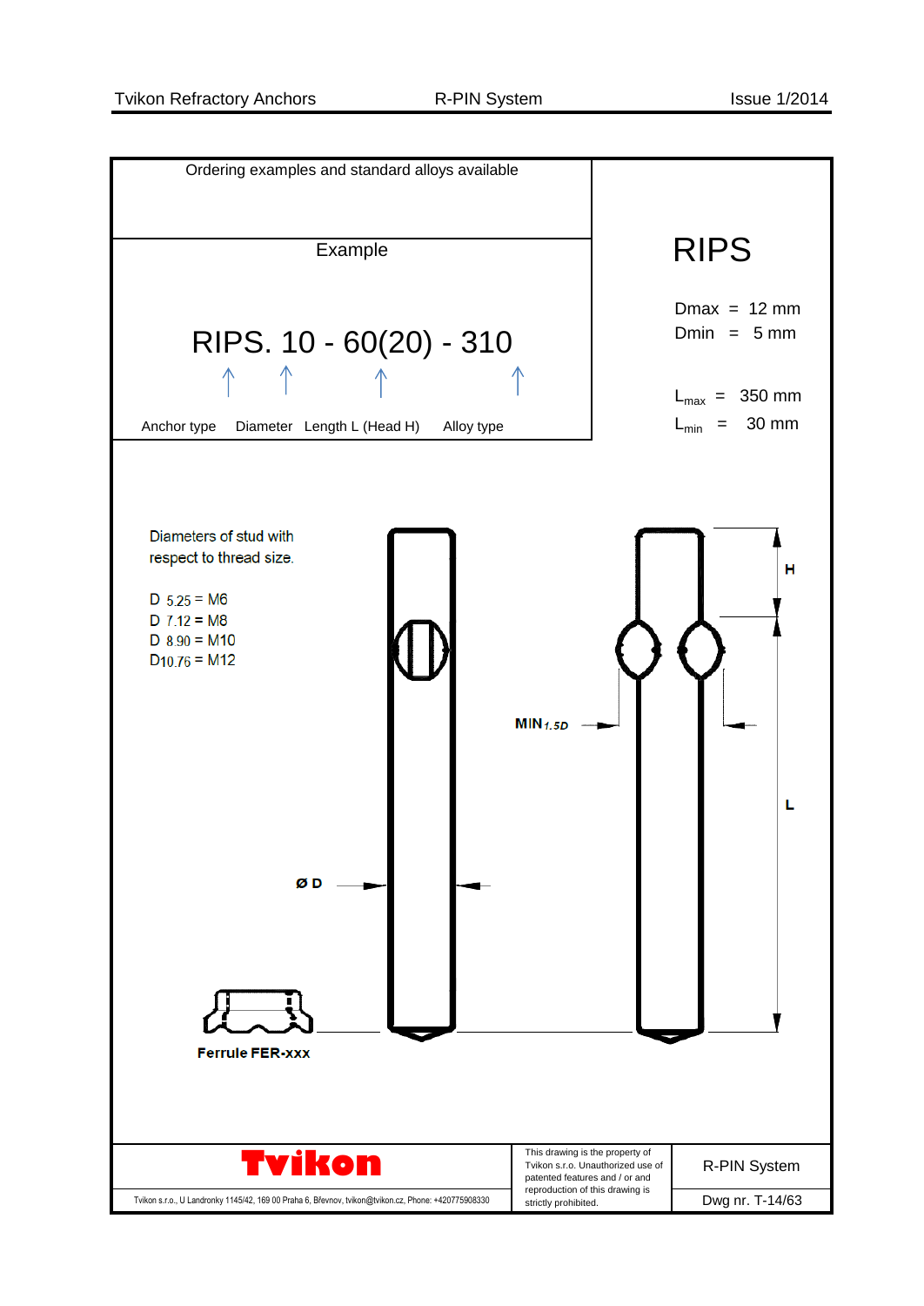## Ordering examples and standard alloys available

### Example

**RIPS. 10 - 60(20) - 310**

Anchor type — Diameter — Length L (Head H) — Alloy type

# RIPS

Dmax = 12 mm
Dmin = 5 mm

$L_{max}$ = 350 mm
$L_{min}$ = 30 mm

Diameters of stud with respect to thread size.

D 5.25 = M6
D 7.12 = M8
D 8.90 = M10
D10.76 = M12

MIN $_{1.5D}$

Ø D

H

L

Ferrule FER-xxx

**Tvikon**

Tvikon s.r.o., U Landronky 1145/42, 169 00 Praha 6, Břevnov, tvikon@tvikon.cz, Phone: +420775908330

This drawing is the property of Tvikon s.r.o. Unauthorized use of patented features and / or and reproduction of this drawing is strictly prohibited.

R-PIN System

Dwg nr. T-14/63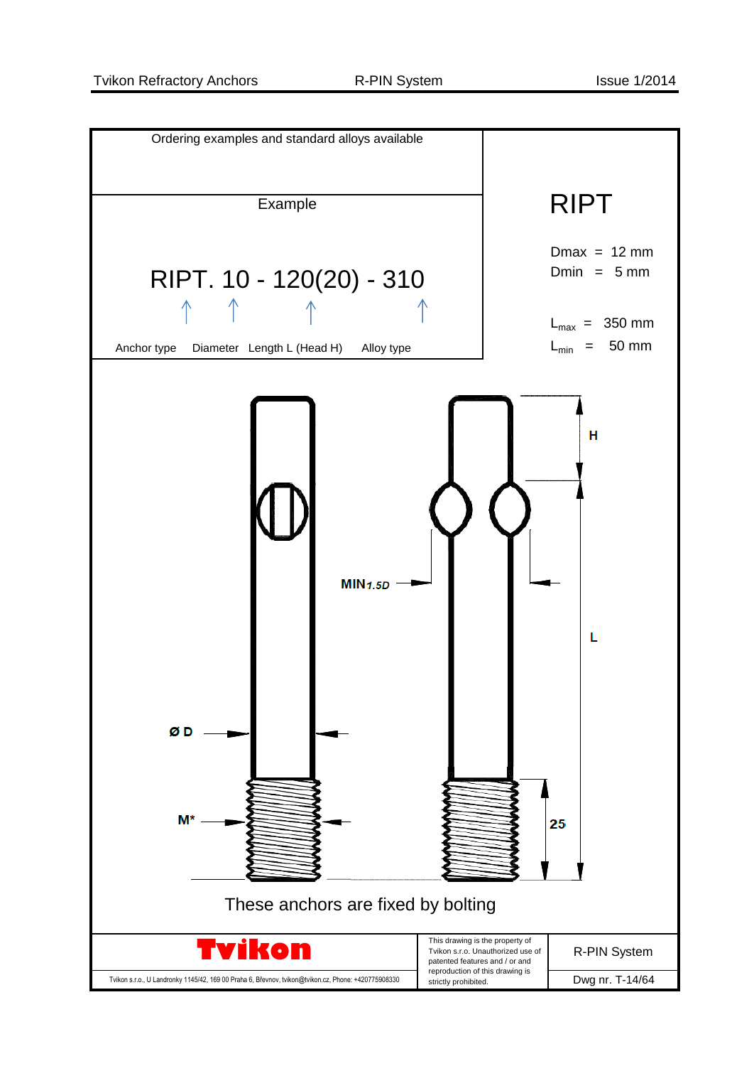Ordering examples and standard alloys available

## RIPT

Dmax = 12 mm
Dmin = 5 mm

$L_{max}$ = 350 mm
$L_{min}$ = 50 mm

Example

RIPT. 10 - 120(20) - 310

Anchor type · Diameter · Length L (Head H) · Alloy type

H

L

MIN*1.5D*

Ø D

M*

25

These anchors are fixed by bolting

**Tvikon**

Tvikon s.r.o., U Landronky 1145/42, 169 00 Praha 6, Břevnov, tvikon@tvikon.cz, Phone: +420775908330

This drawing is the property of Tvikon s.r.o. Unauthorized use of patented features and / or and reproduction of this drawing is strictly prohibited.

R-PIN System

Dwg nr. T-14/64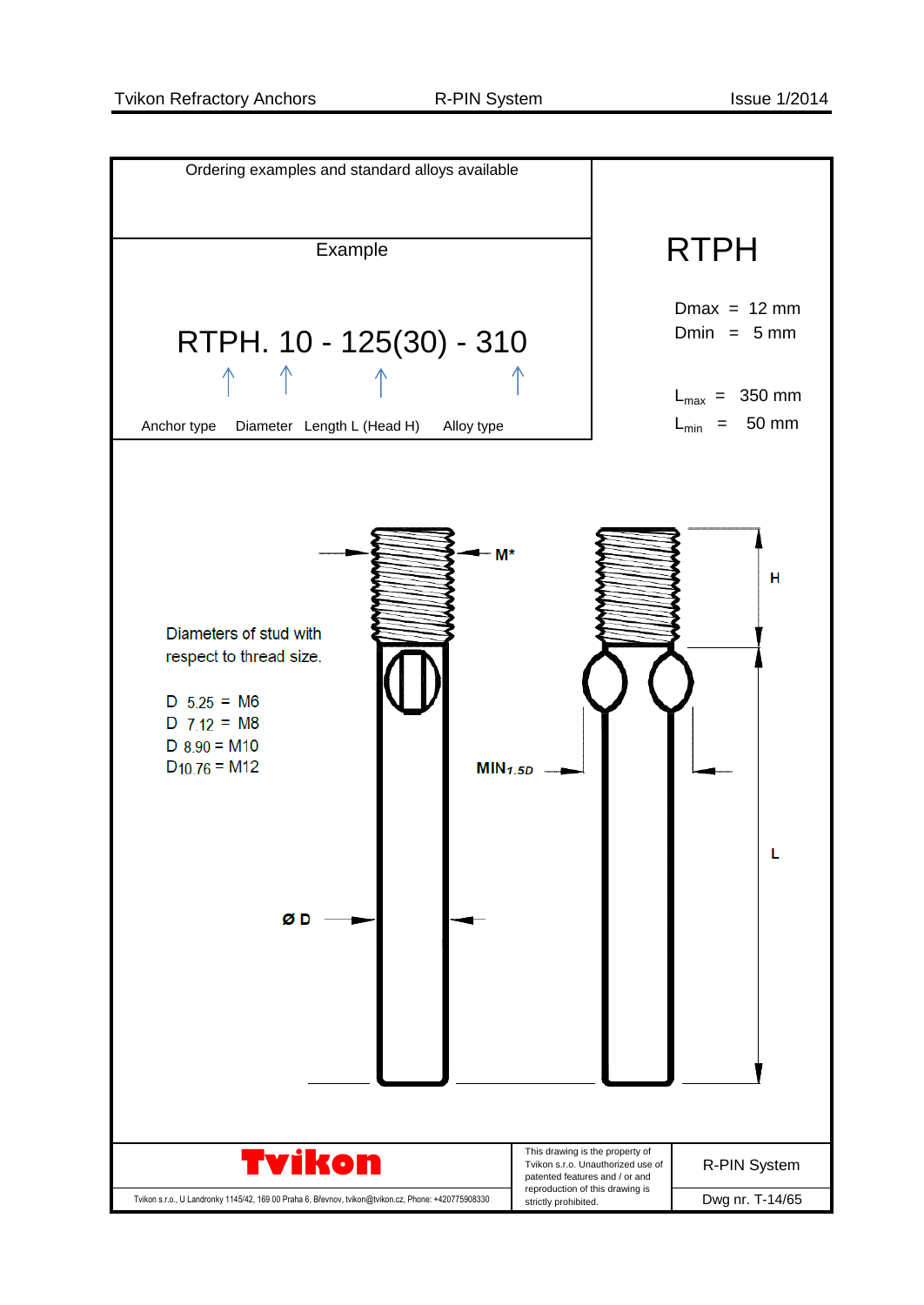Ordering examples and standard alloys available

Example

RTPH. 10 - 125(30) - 310

Anchor type | Diameter | Length L (Head H) | Alloy type

# RTPH

Dmax = 12 mm
Dmin = 5 mm

$L_{max}$ = 350 mm
$L_{min}$ = 50 mm

M*

H

Diameters of stud with respect to thread size.

D 5.25 = M6
D 7.12 = M8
D 8.90 = M10
D10.76 = M12

$MIN_{1.5D}$

L

Ø D

Tvikon

Tvikon s.r.o., U Landronky 1145/42, 169 00 Praha 6, Břevnov, tvikon@tvikon.cz, Phone: +420775908330

This drawing is the property of Tvikon s.r.o. Unauthorized use of patented features and / or and reproduction of this drawing is strictly prohibited.

R-PIN System

Dwg nr. T-14/65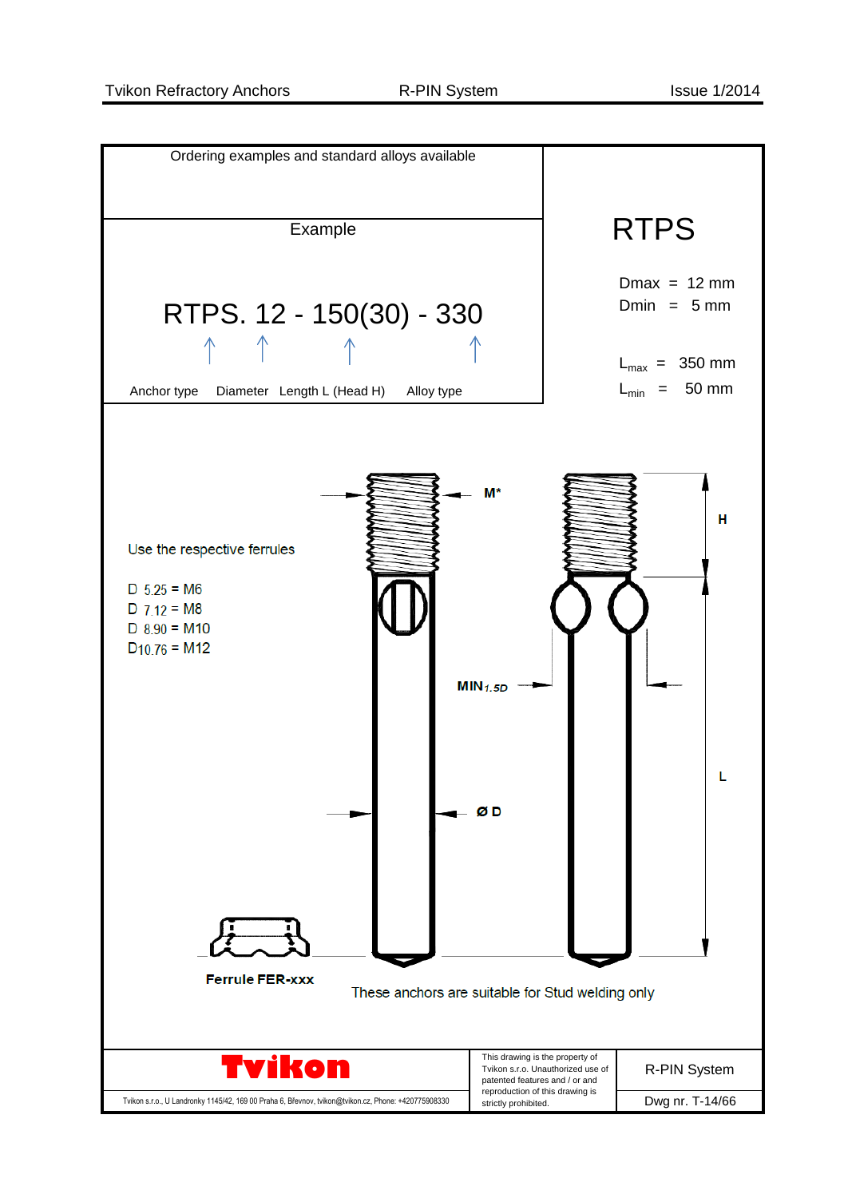Ordering examples and standard alloys available

Example

# RTPS. 12 - 150(30) - 330

Anchor type — Diameter — Length L (Head H) — Alloy type

## RTPS

Dmax = 12 mm
Dmin = 5 mm

$L_{max}$ = 350 mm
$L_{min}$ = 50 mm

Use the respective ferrules

D 5.25 = M6
D 7.12 = M8
D 8.90 = M10
D10.76 = M12

M*

H

$MIN_{1.5D}$

L

Ø D

**Ferrule FER-xxx**

These anchors are suitable for Stud welding only

**Tvikon**

Tvikon s.r.o., U Landronky 1145/42, 169 00 Praha 6, Břevnov, tvikon@tvikon.cz, Phone: +420775908330

This drawing is the property of Tvikon s.r.o. Unauthorized use of patented features and / or and reproduction of this drawing is strictly prohibited.

R-PIN System

Dwg nr. T-14/66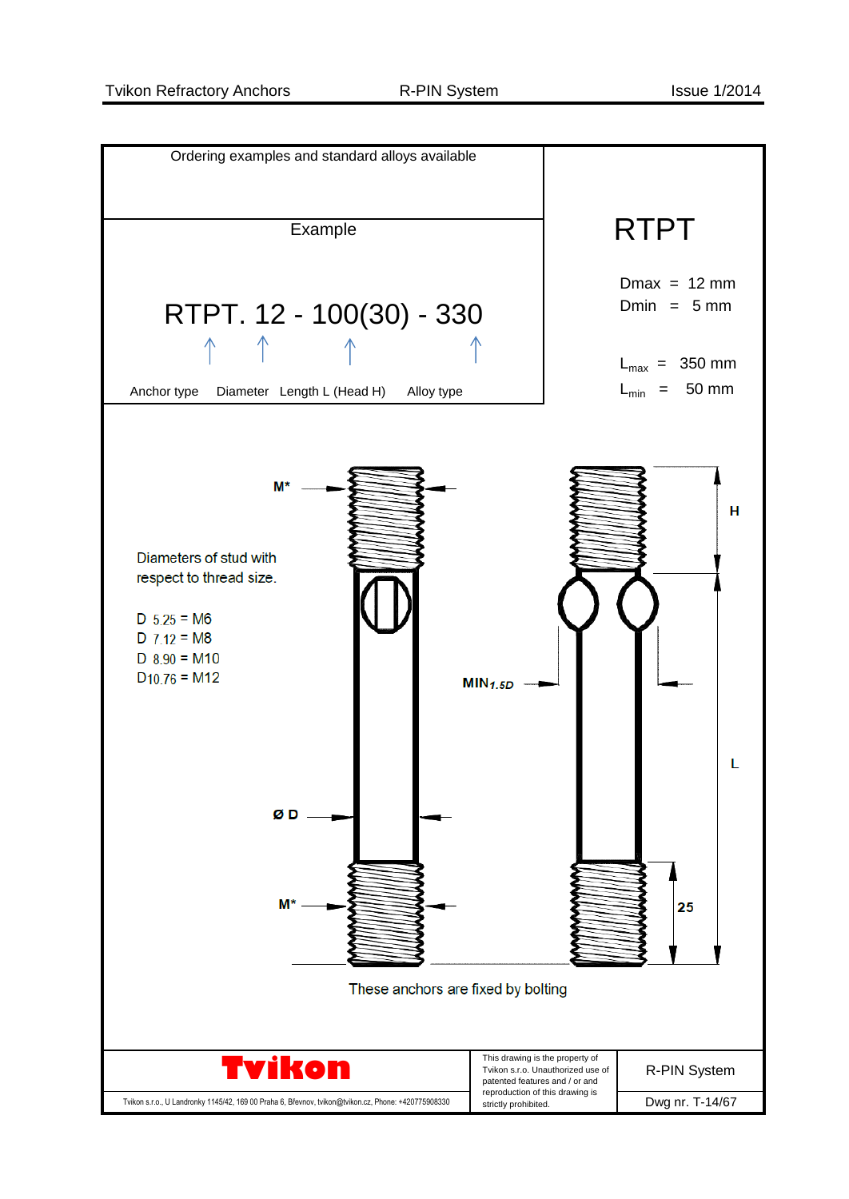Ordering examples and standard alloys available

Example

RTPT. 12 - 100(30) - 330

↑ Anchor type ↑ Diameter ↑ Length L (Head H) ↑ Alloy type

# RTPT

Dmax = 12 mm
Dmin = 5 mm

$L_{max}$ = 350 mm
$L_{min}$ = 50 mm

M*

Diameters of stud with respect to thread size.

D 5.25 = M6
D 7.12 = M8
D 8.90 = M10
D 10.76 = M12

H

$MIN_{1.5D}$

L

Ø D

M*

25

These anchors are fixed by bolting

**Tvikon**

Tvikon s.r.o., U Landronky 1145/42, 169 00 Praha 6, Břevnov, tvikon@tvikon.cz, Phone: +420775908330

This drawing is the property of Tvikon s.r.o. Unauthorized use of patented features and / or and reproduction of this drawing is strictly prohibited.

R-PIN System

Dwg nr. T-14/67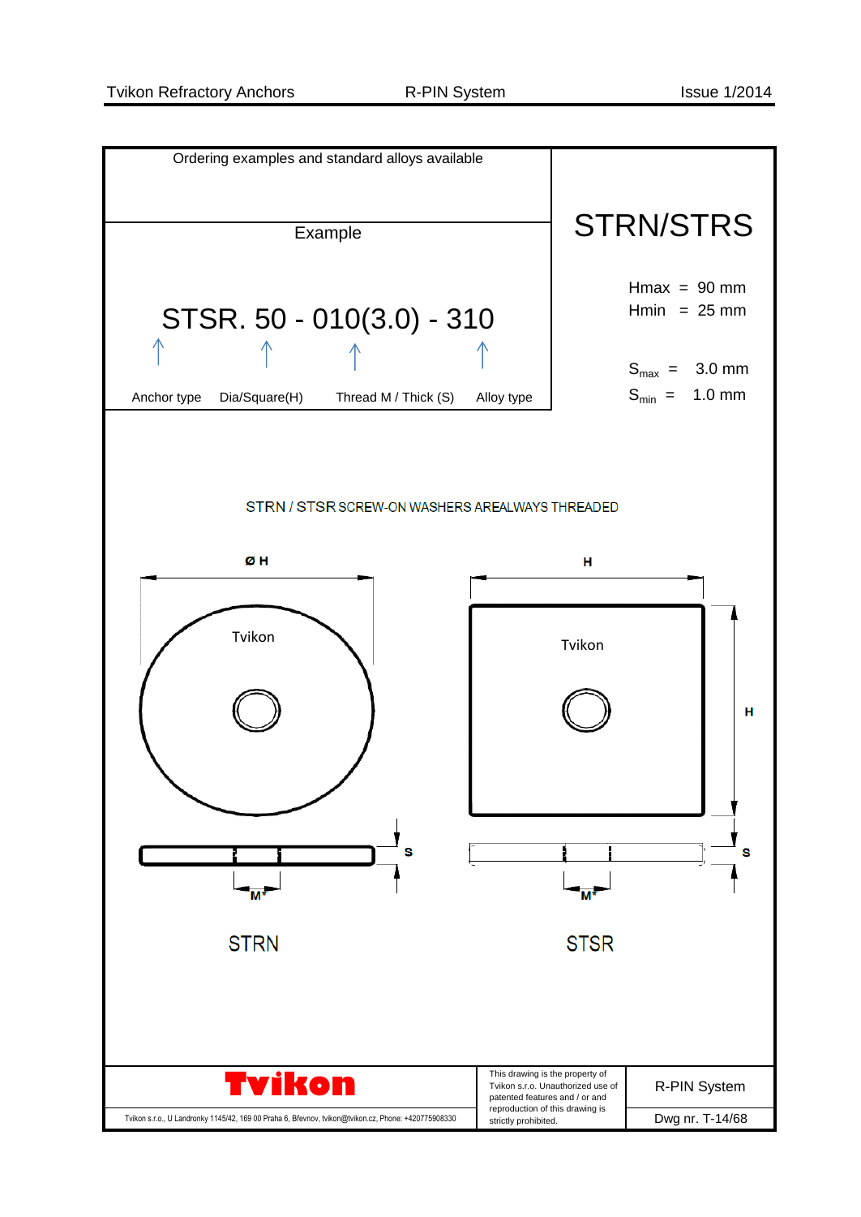Ordering examples and standard alloys available

Example

STSR. 50 - 010(3.0) - 310

| Anchor type | Dia/Square(H) | Thread M / Thick (S) | Alloy type |
|---|---|---|---|

# STRN/STRS

Hmax = 90 mm
Hmin = 25 mm

$S_{max}$ = 3.0 mm
$S_{min}$ = 1.0 mm

STRN / STSR SCREW-ON WASHERS AREALWAYS THREADED

Ø H

Tvikon

S

M*

STRN

H

Tvikon

H

S

M*

STSR

Tvikon

Tvikon s.r.o., U Landronky 1145/42, 169 00 Praha 6, Břevnov, tvikon@tvikon.cz, Phone: +420775908330

This drawing is the property of Tvikon s.r.o. Unauthorized use of patented features and / or and reproduction of this drawing is strictly prohibited.

R-PIN System

Dwg nr. T-14/68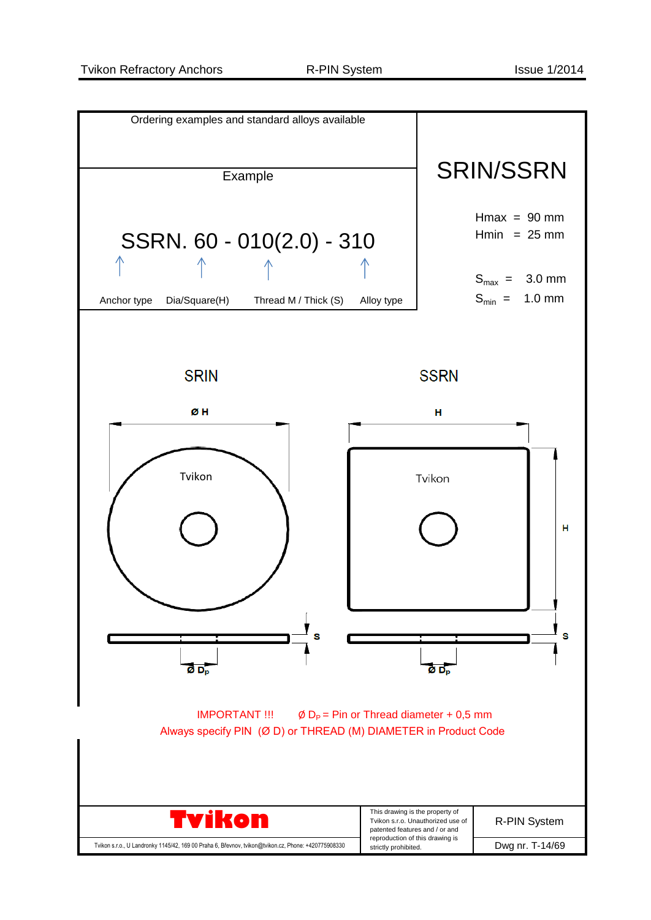Ordering examples and standard alloys available

## SRIN/SSRN

Example

SSRN. 60 - 010(2.0) - 310

Anchor type — Dia/Square(H) — Thread M / Thick (S) — Alloy type

Hmax = 90 mm
Hmin = 25 mm

$S_{max}$ = 3.0 mm
$S_{min}$ = 1.0 mm

SRIN

Ø H

Tvikon

S

Ø $D_P$

SSRN

H

Tvikon

H

S

Ø $D_P$

IMPORTANT !!! Ø $D_P$ = Pin or Thread diameter + 0,5 mm
Always specify PIN (Ø D) or THREAD (M) DIAMETER in Product Code

Tvikon

Tvikon s.r.o., U Landronky 1145/42, 169 00 Praha 6, Břevnov, tvikon@tvikon.cz, Phone: +420775908330

This drawing is the property of Tvikon s.r.o. Unauthorized use of patented features and / or and reproduction of this drawing is strictly prohibited.

R-PIN System

Dwg nr. T-14/69